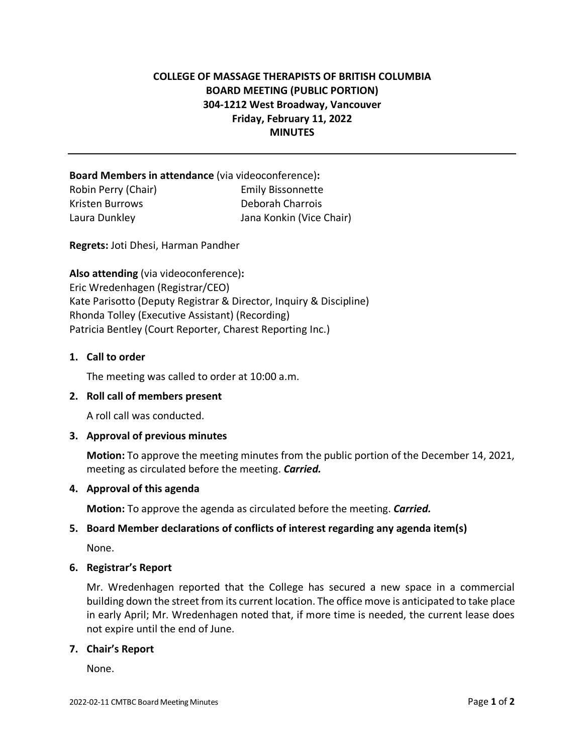# COLLEGE OF MASSAGE THERAPISTS OF BRITISH COLUMBIA
## BOARD MEETING (PUBLIC PORTION)
### 304-1212 West Broadway, Vancouver
### Friday, February 11, 2022
### MINUTES

---

**Board Members in attendance** (via videoconference)**:**

Robin Perry (Chair)
Kristen Burrows
Laura Dunkley
Emily Bissonnette
Deborah Charrois
Jana Konkin (Vice Chair)

**Regrets:** Joti Dhesi, Harman Pandher

**Also attending** (via videoconference)**:**

Eric Wredenhagen (Registrar/CEO)
Kate Parisotto (Deputy Registrar & Director, Inquiry & Discipline)
Rhonda Tolley (Executive Assistant) (Recording)
Patricia Bentley (Court Reporter, Charest Reporting Inc.)

**1. Call to order**

The meeting was called to order at 10:00 a.m.

**2. Roll call of members present**

A roll call was conducted.

**3. Approval of previous minutes**

**Motion:** To approve the meeting minutes from the public portion of the December 14, 2021, meeting as circulated before the meeting. ***Carried.***

**4. Approval of this agenda**

**Motion:** To approve the agenda as circulated before the meeting. ***Carried.***

**5. Board Member declarations of conflicts of interest regarding any agenda item(s)**

None.

**6. Registrar's Report**

Mr. Wredenhagen reported that the College has secured a new space in a commercial building down the street from its current location. The office move is anticipated to take place in early April; Mr. Wredenhagen noted that, if more time is needed, the current lease does not expire until the end of June.

**7. Chair's Report**

None.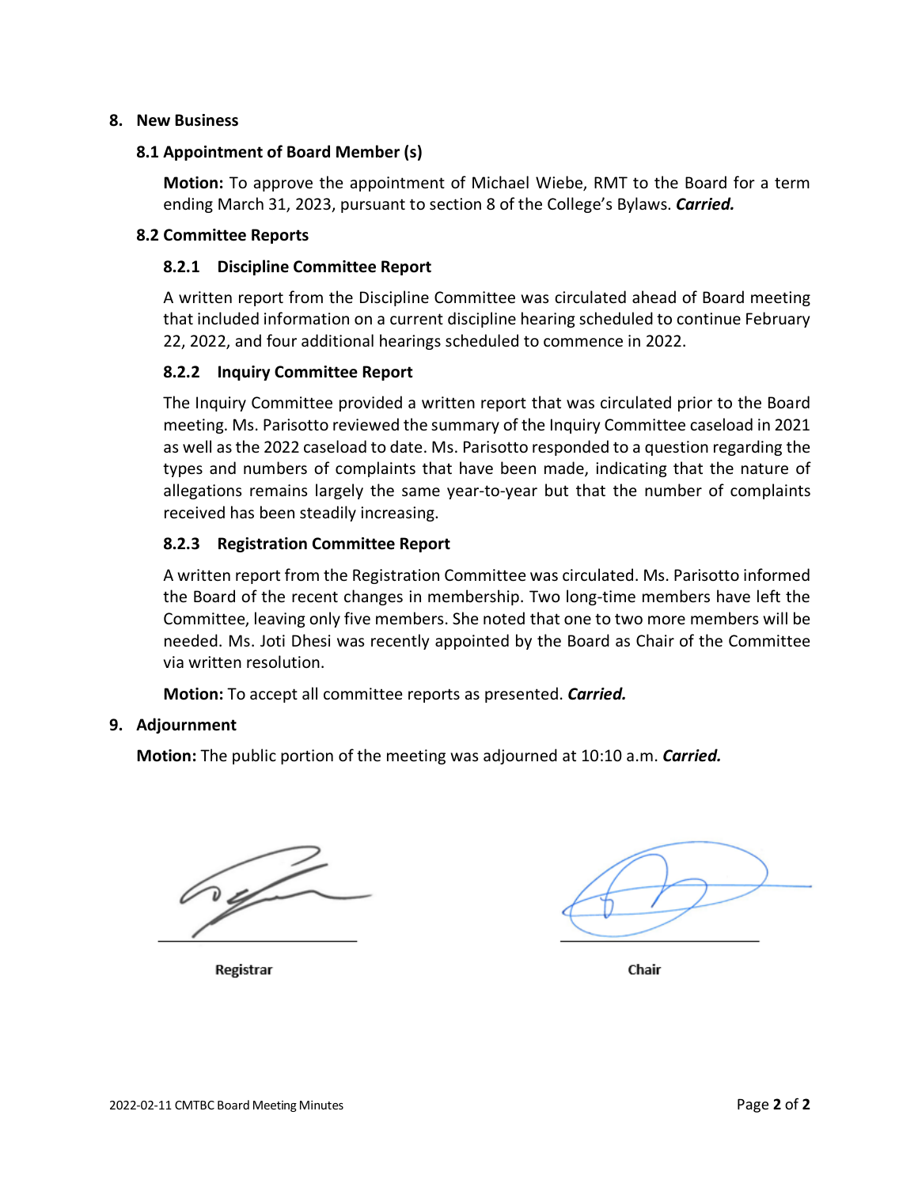## 8. New Business

### 8.1 Appointment of Board Member (s)

**Motion:** To approve the appointment of Michael Wiebe, RMT to the Board for a term ending March 31, 2023, pursuant to section 8 of the College's Bylaws. ***Carried.***

### 8.2 Committee Reports

#### 8.2.1 Discipline Committee Report

A written report from the Discipline Committee was circulated ahead of Board meeting that included information on a current discipline hearing scheduled to continue February 22, 2022, and four additional hearings scheduled to commence in 2022.

#### 8.2.2 Inquiry Committee Report

The Inquiry Committee provided a written report that was circulated prior to the Board meeting. Ms. Parisotto reviewed the summary of the Inquiry Committee caseload in 2021 as well as the 2022 caseload to date. Ms. Parisotto responded to a question regarding the types and numbers of complaints that have been made, indicating that the nature of allegations remains largely the same year-to-year but that the number of complaints received has been steadily increasing.

#### 8.2.3 Registration Committee Report

A written report from the Registration Committee was circulated. Ms. Parisotto informed the Board of the recent changes in membership. Two long-time members have left the Committee, leaving only five members. She noted that one to two more members will be needed. Ms. Joti Dhesi was recently appointed by the Board as Chair of the Committee via written resolution.

**Motion:** To accept all committee reports as presented. ***Carried.***

## 9. Adjournment

**Motion:** The public portion of the meeting was adjourned at 10:10 a.m. ***Carried.***

Registrar

Chair